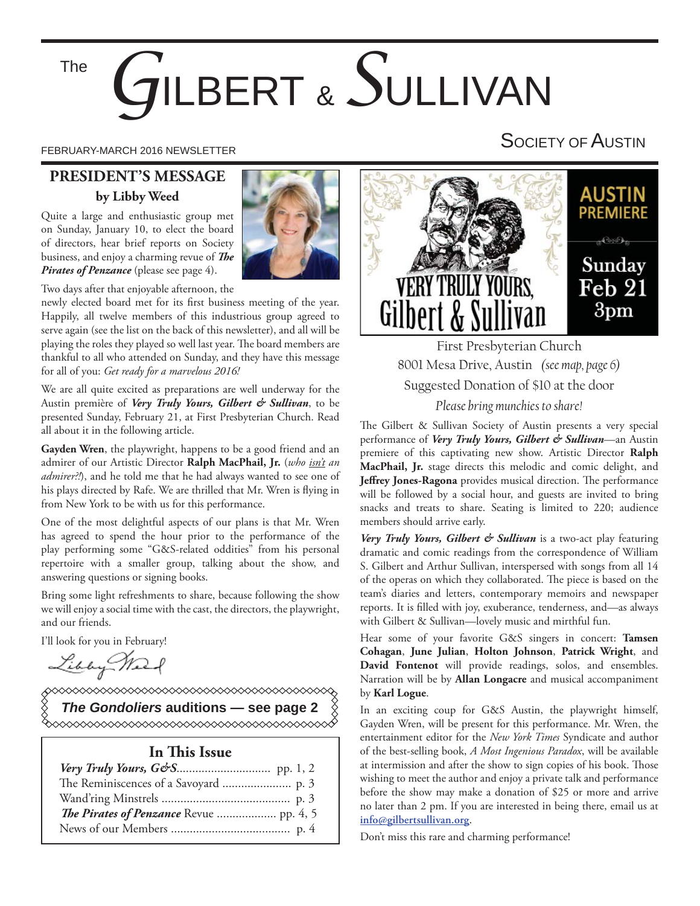# The Gilbert & Sullivan Society of Austin

FEBRUARY-MARCH 2016 NEWSLETTER

## PRESIDENT'S MESSAGE

**by Libby Weed**

Quite a large and enthusiastic group met on Sunday, January 10, to elect the board of directors, hear brief reports on Society business, and enjoy a charming revue of ***The Pirates of Penzance*** (please see page 4).

Two days after that enjoyable afternoon, the newly elected board met for its first business meeting of the year. Happily, all twelve members of this industrious group agreed to serve again (see the list on the back of this newsletter), and all will be playing the roles they played so well last year. The board members are thankful to all who attended on Sunday, and they have this message for all of you: *Get ready for a marvelous 2016!*

We are all quite excited as preparations are well underway for the Austin première of ***Very Truly Yours, Gilbert & Sullivan***, to be presented Sunday, February 21, at First Presbyterian Church. Read all about it in the following article.

**Gayden Wren**, the playwright, happens to be a good friend and an admirer of our Artistic Director **Ralph MacPhail, Jr.** (*who isn't an admirer?!*), and he told me that he had always wanted to see one of his plays directed by Rafe. We are thrilled that Mr. Wren is flying in from New York to be with us for this performance.

One of the most delightful aspects of our plans is that Mr. Wren has agreed to spend the hour prior to the performance of the play performing some "G&S-related oddities" from his personal repertoire with a smaller group, talking about the show, and answering questions or signing books.

Bring some light refreshments to share, because following the show we will enjoy a social time with the cast, the directors, the playwright, and our friends.

I'll look for you in February!

Libby Weed

***The Gondoliers* auditions — see page 2**

### In This Issue

- ***Very Truly Yours, G&S*** .............................. pp. 1, 2
- The Reminiscences of a Savoyard ...................... p. 3
- Wand'ring Minstrels ........................................ p. 3
- ***The Pirates of Penzance*** Revue .................. pp. 4, 5
- News of our Members ...................................... p. 4

---

**VERY TRULY YOURS, Gilbert & Sullivan**

**AUSTIN PREMIERE**

**Sunday Feb 21 3pm**

First Presbyterian Church
8001 Mesa Drive, Austin *(see map, page 6)*
Suggested Donation of $10 at the door
*Please bring munchies to share!*

The Gilbert & Sullivan Society of Austin presents a very special performance of ***Very Truly Yours, Gilbert & Sullivan***—an Austin premiere of this captivating new show. Artistic Director **Ralph MacPhail, Jr.** stage directs this melodic and comic delight, and **Jeffrey Jones-Ragona** provides musical direction. The performance will be followed by a social hour, and guests are invited to bring snacks and treats to share. Seating is limited to 220; audience members should arrive early.

***Very Truly Yours, Gilbert & Sullivan*** is a two-act play featuring dramatic and comic readings from the correspondence of William S. Gilbert and Arthur Sullivan, interspersed with songs from all 14 of the operas on which they collaborated. The piece is based on the team's diaries and letters, contemporary memoirs and newspaper reports. It is filled with joy, exuberance, tenderness, and—as always with Gilbert & Sullivan—lovely music and mirthful fun.

Hear some of your favorite G&S singers in concert: **Tamsen Cohagan**, **June Julian**, **Holton Johnson**, **Patrick Wright**, and **David Fontenot** will provide readings, solos, and ensembles. Narration will be by **Allan Longacre** and musical accompaniment by **Karl Logue**.

In an exciting coup for G&S Austin, the playwright himself, Gayden Wren, will be present for this performance. Mr. Wren, the entertainment editor for the *New York Times* Syndicate and author of the best-selling book, *A Most Ingenious Paradox*, will be available at intermission and after the show to sign copies of his book. Those wishing to meet the author and enjoy a private talk and performance before the show may make a donation of $25 or more and arrive no later than 2 pm. If you are interested in being there, email us at **info@gilbertsullivan.org**.

Don't miss this rare and charming performance!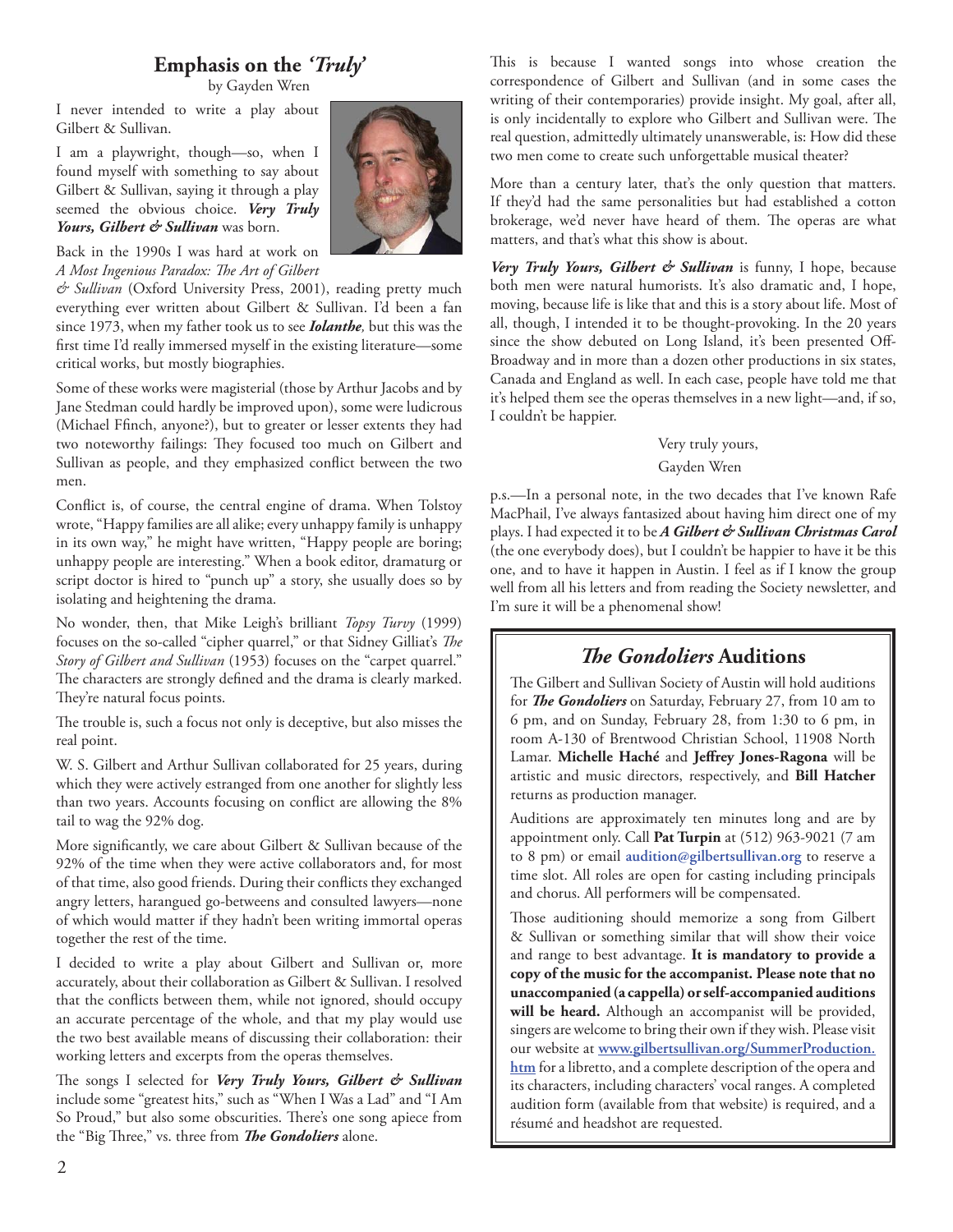## Emphasis on the '*Truly*'

by Gayden Wren

I never intended to write a play about Gilbert & Sullivan.

I am a playwright, though—so, when I found myself with something to say about Gilbert & Sullivan, saying it through a play seemed the obvious choice. ***Very Truly Yours, Gilbert & Sullivan*** was born.

Back in the 1990s I was hard at work on *A Most Ingenious Paradox: The Art of Gilbert & Sullivan* (Oxford University Press, 2001), reading pretty much everything ever written about Gilbert & Sullivan. I'd been a fan since 1973, when my father took us to see ***Iolanthe***, but this was the first time I'd really immersed myself in the existing literature—some critical works, but mostly biographies.

Some of these works were magisterial (those by Arthur Jacobs and by Jane Stedman could hardly be improved upon), some were ludicrous (Michael Ffinch, anyone?), but to greater or lesser extents they had two noteworthy failings: They focused too much on Gilbert and Sullivan as people, and they emphasized conflict between the two men.

Conflict is, of course, the central engine of drama. When Tolstoy wrote, "Happy families are all alike; every unhappy family is unhappy in its own way," he might have written, "Happy people are boring; unhappy people are interesting." When a book editor, dramaturg or script doctor is hired to "punch up" a story, she usually does so by isolating and heightening the drama.

No wonder, then, that Mike Leigh's brilliant *Topsy Turvy* (1999) focuses on the so-called "cipher quarrel," or that Sidney Gilliat's *The Story of Gilbert and Sullivan* (1953) focuses on the "carpet quarrel." The characters are strongly defined and the drama is clearly marked. They're natural focus points.

The trouble is, such a focus not only is deceptive, but also misses the real point.

W. S. Gilbert and Arthur Sullivan collaborated for 25 years, during which they were actively estranged from one another for slightly less than two years. Accounts focusing on conflict are allowing the 8% tail to wag the 92% dog.

More significantly, we care about Gilbert & Sullivan because of the 92% of the time when they were active collaborators and, for most of that time, also good friends. During their conflicts they exchanged angry letters, harangued go-betweens and consulted lawyers—none of which would matter if they hadn't been writing immortal operas together the rest of the time.

I decided to write a play about Gilbert and Sullivan or, more accurately, about their collaboration as Gilbert & Sullivan. I resolved that the conflicts between them, while not ignored, should occupy an accurate percentage of the whole, and that my play would use the two best available means of discussing their collaboration: their working letters and excerpts from the operas themselves.

The songs I selected for ***Very Truly Yours, Gilbert & Sullivan*** include some "greatest hits," such as "When I Was a Lad" and "I Am So Proud," but also some obscurities. There's one song apiece from the "Big Three," vs. three from ***The Gondoliers*** alone.

This is because I wanted songs into whose creation the correspondence of Gilbert and Sullivan (and in some cases the writing of their contemporaries) provide insight. My goal, after all, is only incidentally to explore who Gilbert and Sullivan were. The real question, admittedly ultimately unanswerable, is: How did these two men come to create such unforgettable musical theater?

More than a century later, that's the only question that matters. If they'd had the same personalities but had established a cotton brokerage, we'd never have heard of them. The operas are what matters, and that's what this show is about.

***Very Truly Yours, Gilbert & Sullivan*** is funny, I hope, because both men were natural humorists. It's also dramatic and, I hope, moving, because life is like that and this is a story about life. Most of all, though, I intended it to be thought-provoking. In the 20 years since the show debuted on Long Island, it's been presented Off-Broadway and in more than a dozen other productions in six states, Canada and England as well. In each case, people have told me that it's helped them see the operas themselves in a new light—and, if so, I couldn't be happier.

Very truly yours,

Gayden Wren

p.s.—In a personal note, in the two decades that I've known Rafe MacPhail, I've always fantasized about having him direct one of my plays. I had expected it to be ***A Gilbert & Sullivan Christmas Carol*** (the one everybody does), but I couldn't be happier to have it be this one, and to have it happen in Austin. I feel as if I know the group well from all his letters and from reading the Society newsletter, and I'm sure it will be a phenomenal show!

## *The Gondoliers* Auditions

The Gilbert and Sullivan Society of Austin will hold auditions for ***The Gondoliers*** on Saturday, February 27, from 10 am to 6 pm, and on Sunday, February 28, from 1:30 to 6 pm, in room A-130 of Brentwood Christian School, 11908 North Lamar. **Michelle Haché** and **Jeffrey Jones-Ragona** will be artistic and music directors, respectively, and **Bill Hatcher** returns as production manager.

Auditions are approximately ten minutes long and are by appointment only. Call **Pat Turpin** at (512) 963-9021 (7 am to 8 pm) or email **audition@gilbertsullivan.org** to reserve a time slot. All roles are open for casting including principals and chorus. All performers will be compensated.

Those auditioning should memorize a song from Gilbert & Sullivan or something similar that will show their voice and range to best advantage. **It is mandatory to provide a copy of the music for the accompanist. Please note that no unaccompanied (a cappella) or self-accompanied auditions will be heard.** Although an accompanist will be provided, singers are welcome to bring their own if they wish. Please visit our website at **www.gilbertsullivan.org/SummerProduction.htm** for a libretto, and a complete description of the opera and its characters, including characters' vocal ranges. A completed audition form (available from that website) is required, and a résumé and headshot are requested.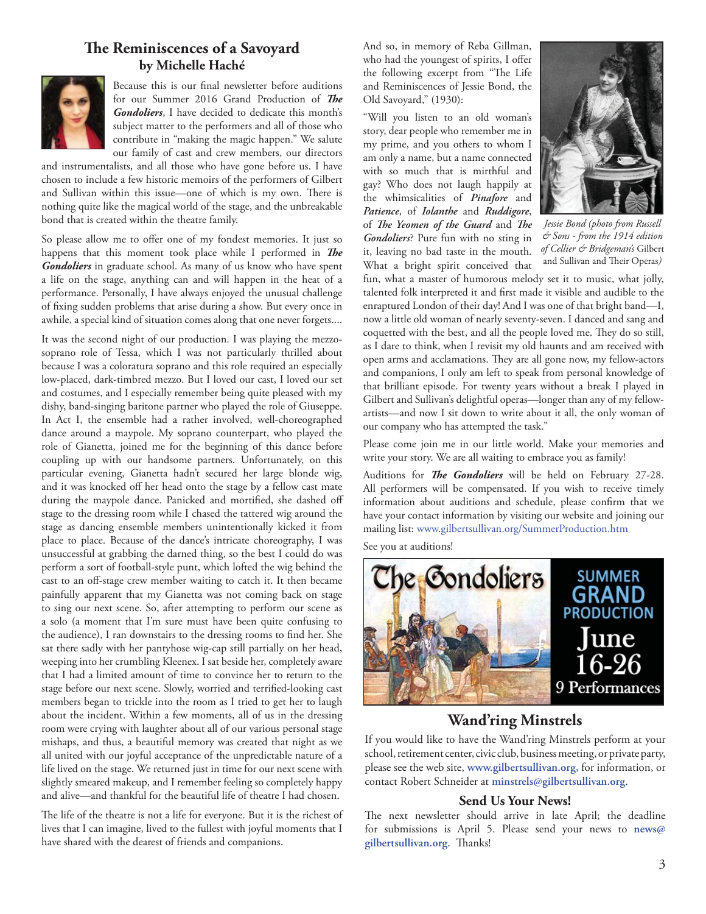## The Reminiscences of a Savoyard
### by Michelle Haché

Because this is our final newsletter before auditions for our Summer 2016 Grand Production of ***The Gondoliers***, I have decided to dedicate this month's subject matter to the performers and all of those who contribute in "making the magic happen." We salute our family of cast and crew members, our directors and instrumentalists, and all those who have gone before us. I have chosen to include a few historic memoirs of the performers of Gilbert and Sullivan within this issue—one of which is my own. There is nothing quite like the magical world of the stage, and the unbreakable bond that is created within the theatre family.

So please allow me to offer one of my fondest memories. It just so happens that this moment took place while I performed in ***The Gondoliers*** in graduate school. As many of us know who have spent a life on the stage, anything can and will happen in the heat of a performance. Personally, I have always enjoyed the unusual challenge of fixing sudden problems that arise during a show. But every once in awhile, a special kind of situation comes along that one never forgets....

It was the second night of our production. I was playing the mezzo-soprano role of Tessa, which I was not particularly thrilled about because I was a coloratura soprano and this role required an especially low-placed, dark-timbred mezzo. But I loved our cast, I loved our set and costumes, and I especially remember being quite pleased with my dishy, band-singing baritone partner who played the role of Giuseppe. In Act I, the ensemble had a rather involved, well-choreographed dance around a maypole. My soprano counterpart, who played the role of Gianetta, joined me for the beginning of this dance before coupling up with our handsome partners. Unfortunately, on this particular evening, Gianetta hadn't secured her large blonde wig, and it was knocked off her head onto the stage by a fellow cast mate during the maypole dance. Panicked and mortified, she dashed off stage to the dressing room while I chased the tattered wig around the stage as dancing ensemble members unintentionally kicked it from place to place. Because of the dance's intricate choreography, I was unsuccessful at grabbing the darned thing, so the best I could do was perform a sort of football-style punt, which lofted the wig behind the cast to an off-stage crew member waiting to catch it. It then became painfully apparent that my Gianetta was not coming back on stage to sing our next scene. So, after attempting to perform our scene as a solo (a moment that I'm sure must have been quite confusing to the audience), I ran downstairs to the dressing rooms to find her. She sat there sadly with her pantyhose wig-cap still partially on her head, weeping into her crumbling Kleenex. I sat beside her, completely aware that I had a limited amount of time to convince her to return to the stage before our next scene. Slowly, worried and terrified-looking cast members began to trickle into the room as I tried to get her to laugh about the incident. Within a few moments, all of us in the dressing room were crying with laughter about all of our various personal stage mishaps, and thus, a beautiful memory was created that night as we all united with our joyful acceptance of the unpredictable nature of a life lived on the stage. We returned just in time for our next scene with slightly smeared makeup, and I remember feeling so completely happy and alive—and thankful for the beautiful life of theatre I had chosen.

The life of the theatre is not a life for everyone. But it is the richest of lives that I can imagine, lived to the fullest with joyful moments that I have shared with the dearest of friends and companions.

And so, in memory of Reba Gillman, who had the youngest of spirits, I offer the following excerpt from "The Life and Reminiscences of Jessie Bond, the Old Savoyard," (1930):

*Jessie Bond (photo from Russell & Sons - from the 1914 edition of Cellier & Bridgeman's* Gilbert and Sullivan and Their Operas*)*

"Will you listen to an old woman's story, dear people who remember me in my prime, and you others to whom I am only a name, but a name connected with so much that is mirthful and gay? Who does not laugh happily at the whimsicalities of ***Pinafore*** and ***Patience***, of ***Iolanthe*** and ***Ruddigore***, of ***The Yeomen of the Guard*** and ***The Gondoliers***? Pure fun with no sting in it, leaving no bad taste in the mouth. What a bright spirit conceived that fun, what a master of humorous melody set it to music, what jolly, talented folk interpreted it and first made it visible and audible to the enraptured London of their day! And I was one of that bright band—I, now a little old woman of nearly seventy-seven. I danced and sang and coquetted with the best, and all the people loved me. They do so still, as I dare to think, when I revisit my old haunts and am received with open arms and acclamations. They are all gone now, my fellow-actors and companions, I only am left to speak from personal knowledge of that brilliant episode. For twenty years without a break I played in Gilbert and Sullivan's delightful operas—longer than any of my fellow-artists—and now I sit down to write about it all, the only woman of our company who has attempted the task."

Please come join me in our little world. Make your memories and write your story. We are all waiting to embrace you as family!

Auditions for ***The Gondoliers*** will be held on February 27-28. All performers will be compensated. If you wish to receive timely information about auditions and schedule, please confirm that we have your contact information by visiting our website and joining our mailing list: www.gilbertsullivan.org/SummerProduction.htm

See you at auditions!

The Gondoliers — SUMMER GRAND PRODUCTION — June 16-26 — 9 Performances

## Wand'ring Minstrels

If you would like to have the Wand'ring Minstrels perform at your school, retirement center, civic club, business meeting, or private party, please see the web site, **www.gilbertsullivan.org,** for information, or contact Robert Schneider at **minstrels@gilbertsullivan.org**.

### Send Us Your News!

The next newsletter should arrive in late April; the deadline for submissions is April 5. Please send your news to **news@gilbertsullivan.org**. Thanks!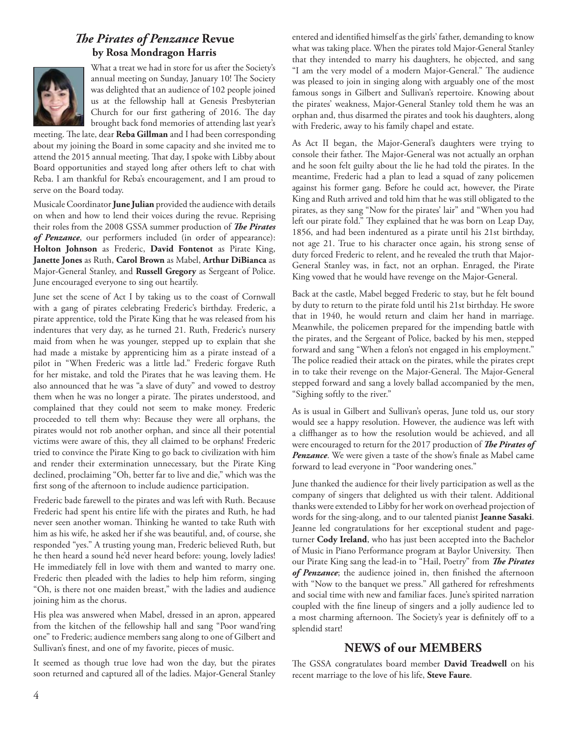## *The Pirates of Penzance* Revue

### by Rosa Mondragon Harris

What a treat we had in store for us after the Society's annual meeting on Sunday, January 10! The Society was delighted that an audience of 102 people joined us at the fellowship hall at Genesis Presbyterian Church for our first gathering of 2016. The day brought back fond memories of attending last year's meeting. The late, dear **Reba Gillman** and I had been corresponding about my joining the Board in some capacity and she invited me to attend the 2015 annual meeting. That day, I spoke with Libby about Board opportunities and stayed long after others left to chat with Reba. I am thankful for Reba's encouragement, and I am proud to serve on the Board today.

Musicale Coordinator **June Julian** provided the audience with details on when and how to lend their voices during the revue. Reprising their roles from the 2008 GSSA summer production of ***The Pirates of Penzance***, our performers included (in order of appearance): **Holton Johnson** as Frederic, **David Fontenot** as Pirate King, **Janette Jones** as Ruth, **Carol Brown** as Mabel, **Arthur DiBianca** as Major-General Stanley, and **Russell Gregory** as Sergeant of Police. June encouraged everyone to sing out heartily.

June set the scene of Act I by taking us to the coast of Cornwall with a gang of pirates celebrating Frederic's birthday. Frederic, a pirate apprentice, told the Pirate King that he was released from his indentures that very day, as he turned 21. Ruth, Frederic's nursery maid from when he was younger, stepped up to explain that she had made a mistake by apprenticing him as a pirate instead of a pilot in "When Frederic was a little lad." Frederic forgave Ruth for her mistake, and told the Pirates that he was leaving them. He also announced that he was "a slave of duty" and vowed to destroy them when he was no longer a pirate. The pirates understood, and complained that they could not seem to make money. Frederic proceeded to tell them why: Because they were all orphans, the pirates would not rob another orphan, and since all their potential victims were aware of this, they all claimed to be orphans! Frederic tried to convince the Pirate King to go back to civilization with him and render their extermination unnecessary, but the Pirate King declined, proclaiming "Oh, better far to live and die," which was the first song of the afternoon to include audience participation.

Frederic bade farewell to the pirates and was left with Ruth. Because Frederic had spent his entire life with the pirates and Ruth, he had never seen another woman. Thinking he wanted to take Ruth with him as his wife, he asked her if she was beautiful, and, of course, she responded "yes." A trusting young man, Frederic believed Ruth, but he then heard a sound he'd never heard before: young, lovely ladies! He immediately fell in love with them and wanted to marry one. Frederic then pleaded with the ladies to help him reform, singing "Oh, is there not one maiden breast," with the ladies and audience joining him as the chorus.

His plea was answered when Mabel, dressed in an apron, appeared from the kitchen of the fellowship hall and sang "Poor wand'ring one" to Frederic; audience members sang along to one of Gilbert and Sullivan's finest, and one of my favorite, pieces of music.

It seemed as though true love had won the day, but the pirates soon returned and captured all of the ladies. Major-General Stanley entered and identified himself as the girls' father, demanding to know what was taking place. When the pirates told Major-General Stanley that they intended to marry his daughters, he objected, and sang "I am the very model of a modern Major-General." The audience was pleased to join in singing along with arguably one of the most famous songs in Gilbert and Sullivan's repertoire. Knowing about the pirates' weakness, Major-General Stanley told them he was an orphan and, thus disarmed the pirates and took his daughters, along with Frederic, away to his family chapel and estate.

As Act II began, the Major-General's daughters were trying to console their father. The Major-General was not actually an orphan and he soon felt guilty about the lie he had told the pirates. In the meantime, Frederic had a plan to lead a squad of zany policemen against his former gang. Before he could act, however, the Pirate King and Ruth arrived and told him that he was still obligated to the pirates, as they sang "Now for the pirates' lair" and "When you had left our pirate fold." They explained that he was born on Leap Day, 1856, and had been indentured as a pirate until his 21st birthday, not age 21. True to his character once again, his strong sense of duty forced Frederic to relent, and he revealed the truth that Major-General Stanley was, in fact, not an orphan. Enraged, the Pirate King vowed that he would have revenge on the Major-General.

Back at the castle, Mabel begged Frederic to stay, but he felt bound by duty to return to the pirate fold until his 21st birthday. He swore that in 1940, he would return and claim her hand in marriage. Meanwhile, the policemen prepared for the impending battle with the pirates, and the Sergeant of Police, backed by his men, stepped forward and sang "When a felon's not engaged in his employment." The police readied their attack on the pirates, while the pirates crept in to take their revenge on the Major-General. The Major-General stepped forward and sang a lovely ballad accompanied by the men, "Sighing softly to the river."

As is usual in Gilbert and Sullivan's operas, June told us, our story would see a happy resolution. However, the audience was left with a cliffhanger as to how the resolution would be achieved, and all were encouraged to return for the 2017 production of ***The Pirates of Penzance***. We were given a taste of the show's finale as Mabel came forward to lead everyone in "Poor wandering ones."

June thanked the audience for their lively participation as well as the company of singers that delighted us with their talent. Additional thanks were extended to Libby for her work on overhead projection of words for the sing-along, and to our talented pianist **Jeanne Sasaki**. Jeanne led congratulations for her exceptional student and page-turner **Cody Ireland**, who has just been accepted into the Bachelor of Music in Piano Performance program at Baylor University. Then our Pirate King sang the lead-in to "Hail, Poetry" from ***The Pirates of Penzance***; the audience joined in, then finished the afternoon with "Now to the banquet we press." All gathered for refreshments and social time with new and familiar faces. June's spirited narration coupled with the fine lineup of singers and a jolly audience led to a most charming afternoon. The Society's year is definitely off to a splendid start!

## NEWS of our MEMBERS

The GSSA congratulates board member **David Treadwell** on his recent marriage to the love of his life, **Steve Faure**.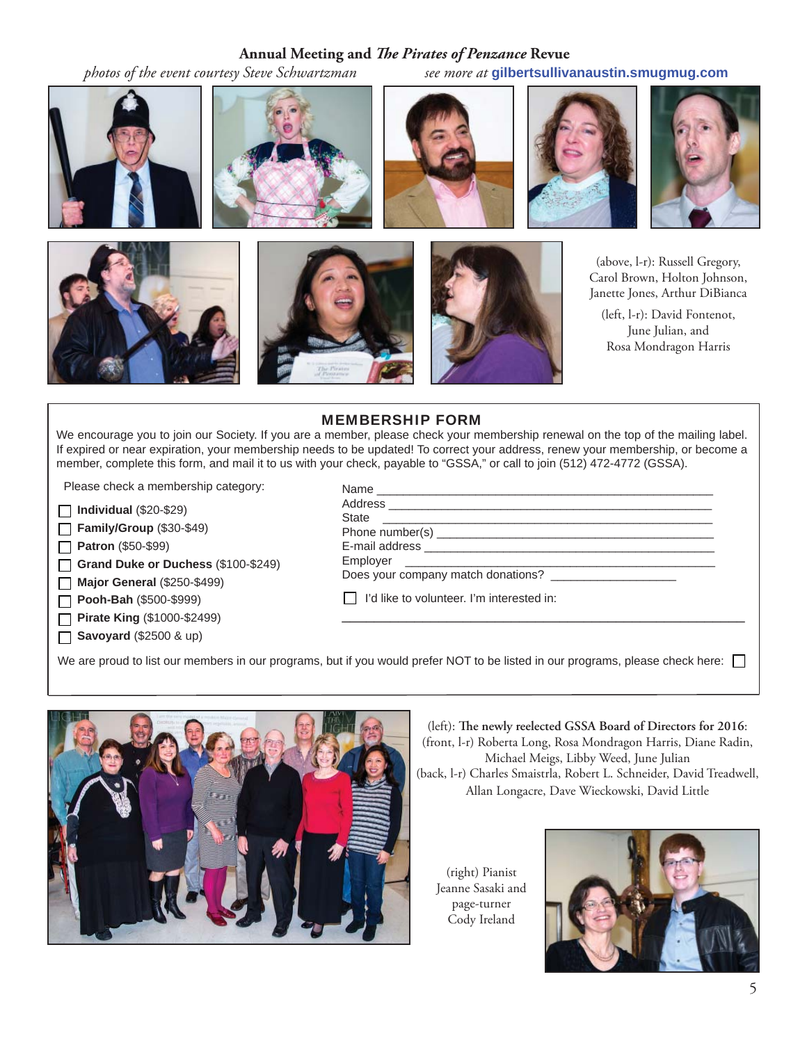## Annual Meeting and *The Pirates of Penzance* Revue

*photos of the event courtesy Steve Schwartzman* — *see more at* **gilbertsullivanaustin.smugmug.com**

(above, l-r): Russell Gregory, Carol Brown, Holton Johnson, Janette Jones, Arthur DiBianca

(left, l-r): David Fontenot, June Julian, and Rosa Mondragon Harris

### MEMBERSHIP FORM

We encourage you to join our Society. If you are a member, please check your membership renewal on the top of the mailing label. If expired or near expiration, your membership needs to be updated! To correct your address, renew your membership, or become a member, complete this form, and mail it to us with your check, payable to "GSSA," or call to join (512) 472-4772 (GSSA).

Please check a membership category:

- ☐ **Individual** ($20-$29)
- ☐ **Family/Group** ($30-$49)
- ☐ **Patron** ($50-$99)
- ☐ **Grand Duke or Duchess** ($100-$249)
- ☐ **Major General** ($250-$499)
- ☐ **Pooh-Bah** ($500-$999)
- ☐ **Pirate King** ($1000-$2499)
- ☐ **Savoyard** ($2500 & up)

Name ____________________________________________

Address __________________________________________

State ____________________________________________

Phone number(s) ___________________________________

E-mail address _____________________________________

Employer _________________________________________

Does your company match donations? ________________

☐ I'd like to volunteer. I'm interested in:

________________________________________________

We are proud to list our members in our programs, but if you would prefer NOT to be listed in our programs, please check here: ☐

(left): **The newly reelected GSSA Board of Directors for 2016**:
(front, l-r) Roberta Long, Rosa Mondragon Harris, Diane Radin, Michael Meigs, Libby Weed, June Julian
(back, l-r) Charles Smaistrla, Robert L. Schneider, David Treadwell, Allan Longacre, Dave Wieckowski, David Little

(right) Pianist Jeanne Sasaki and page-turner Cody Ireland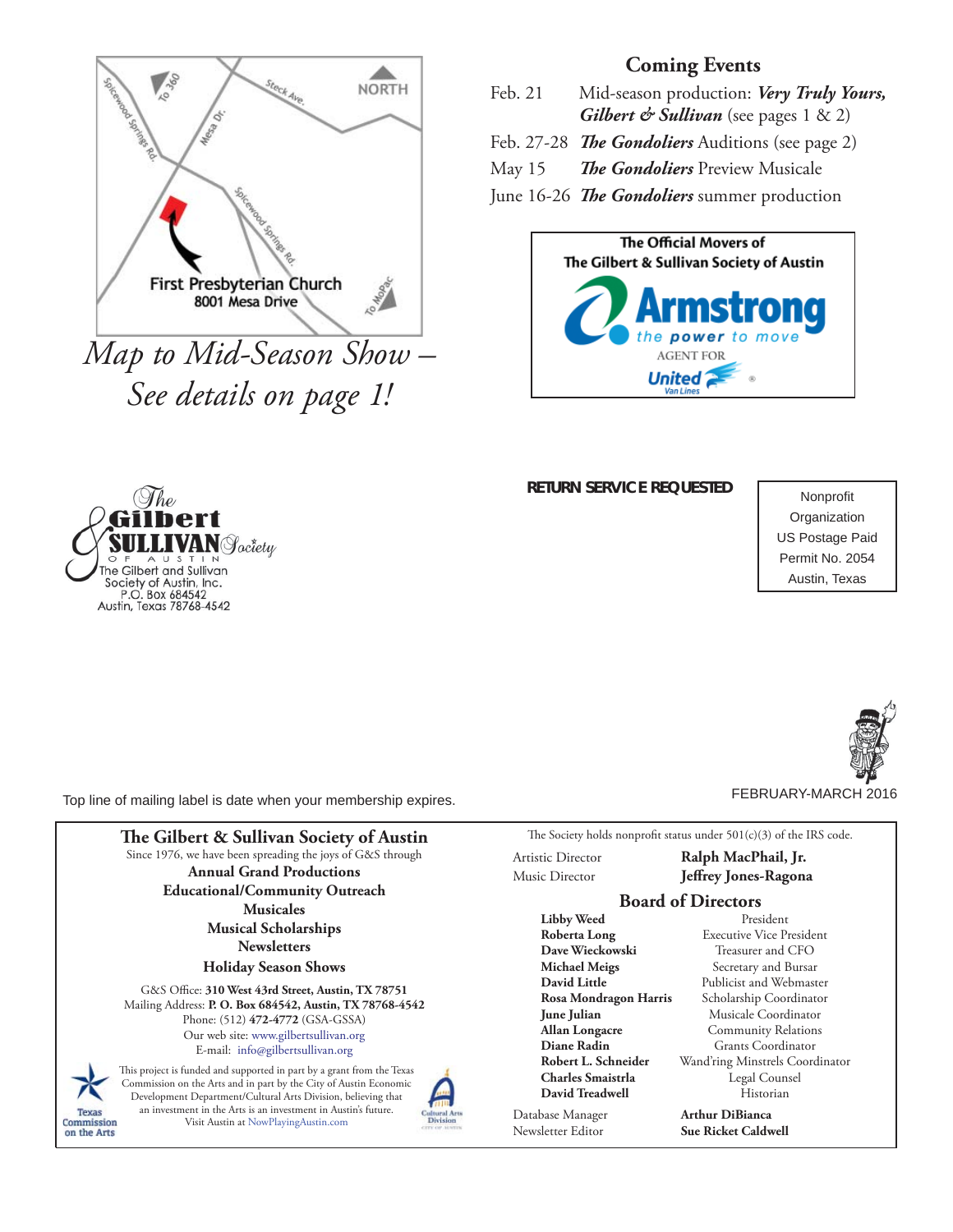First Presbyterian Church
8001 Mesa Drive

*Map to Mid-Season Show – See details on page 1!*

## Coming Events

| | |
|---|---|
| Feb. 21 | Mid-season production: ***Very Truly Yours, Gilbert & Sullivan*** (see pages 1 & 2) |
| Feb. 27-28 | ***The Gondoliers*** Auditions (see page 2) |
| May 15 | ***The Gondoliers*** Preview Musicale |
| June 16-26 | ***The Gondoliers*** summer production |

**The Official Movers of The Gilbert & Sullivan Society of Austin**

**Armstrong** *the power to move*

AGENT FOR United Van Lines

The Gilbert and Sullivan Society of Austin, Inc.
P.O. Box 684542
Austin, Texas 78768-4542

**RETURN SERVICE REQUESTED**

Nonprofit Organization
US Postage Paid
Permit No. 2054
Austin, Texas

Top line of mailing label is date when your membership expires.

FEBRUARY-MARCH 2016

## The Gilbert & Sullivan Society of Austin

Since 1976, we have been spreading the joys of G&S through

**Annual Grand Productions**
**Educational/Community Outreach**
**Musicales**
**Musical Scholarships**
**Newsletters**
**Holiday Season Shows**

G&S Office: **310 West 43rd Street, Austin, TX 78751**
Mailing Address: **P. O. Box 684542, Austin, TX 78768-4542**
Phone: (512) **472-4772** (GSA-GSSA)
Our web site: www.gilbertsullivan.org
E-mail: info@gilbertsullivan.org

This project is funded and supported in part by a grant from the Texas Commission on the Arts and in part by the City of Austin Economic Development Department/Cultural Arts Division, believing that an investment in the Arts is an investment in Austin's future. Visit Austin at NowPlayingAustin.com

The Society holds nonprofit status under 501(c)(3) of the IRS code.

| | |
|---|---|
| Artistic Director | **Ralph MacPhail, Jr.** |
| Music Director | **Jeffrey Jones-Ragona** |

### Board of Directors

| | |
|---|---|
| **Libby Weed** | President |
| **Roberta Long** | Executive Vice President |
| **Dave Wieckowski** | Treasurer and CFO |
| **Michael Meigs** | Secretary and Bursar |
| **David Little** | Publicist and Webmaster |
| **Rosa Mondragon Harris** | Scholarship Coordinator |
| **June Julian** | Musicale Coordinator |
| **Allan Longacre** | Community Relations |
| **Diane Radin** | Grants Coordinator |
| **Robert L. Schneider** | Wand'ring Minstrels Coordinator |
| **Charles Smaistrla** | Legal Counsel |
| **David Treadwell** | Historian |

| | |
|---|---|
| Database Manager | **Arthur DiBianca** |
| Newsletter Editor | **Sue Ricket Caldwell** |